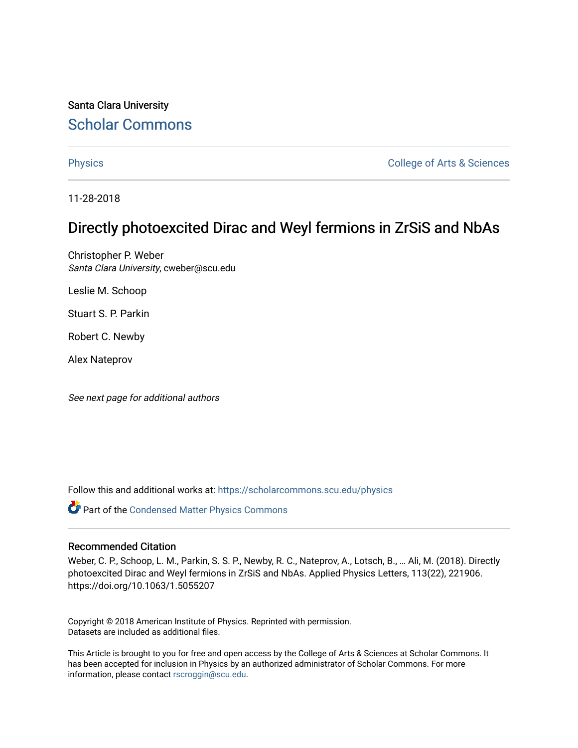Santa Clara University

# Scholar Commons

Physics | College of Arts & Sciences

11-28-2018

## Directly photoexcited Dirac and Weyl fermions in ZrSiS and NbAs

Christopher P. Weber
*Santa Clara University*, cweber@scu.edu

Leslie M. Schoop

Stuart S. P. Parkin

Robert C. Newby

Alex Nateprov

*See next page for additional authors*

Follow this and additional works at: https://scholarcommons.scu.edu/physics

Part of the Condensed Matter Physics Commons

### Recommended Citation

Weber, C. P., Schoop, L. M., Parkin, S. S. P., Newby, R. C., Nateprov, A., Lotsch, B., … Ali, M. (2018). Directly photoexcited Dirac and Weyl fermions in ZrSiS and NbAs. Applied Physics Letters, 113(22), 221906. https://doi.org/10.1063/1.5055207

Copyright © 2018 American Institute of Physics. Reprinted with permission.
Datasets are included as additional files.

This Article is brought to you for free and open access by the College of Arts & Sciences at Scholar Commons. It has been accepted for inclusion in Physics by an authorized administrator of Scholar Commons. For more information, please contact rscroggin@scu.edu.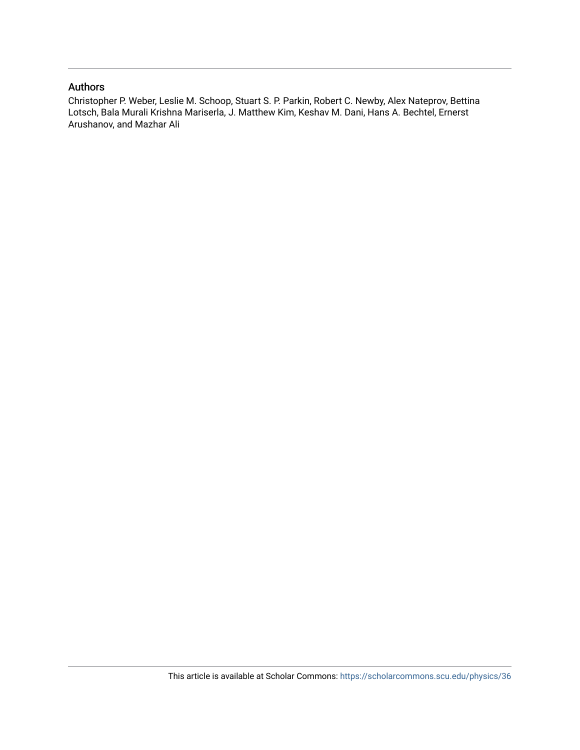## Authors

Christopher P. Weber, Leslie M. Schoop, Stuart S. P. Parkin, Robert C. Newby, Alex Nateprov, Bettina Lotsch, Bala Murali Krishna Mariserla, J. Matthew Kim, Keshav M. Dani, Hans A. Bechtel, Ernerst Arushanov, and Mazhar Ali

This article is available at Scholar Commons: https://scholarcommons.scu.edu/physics/36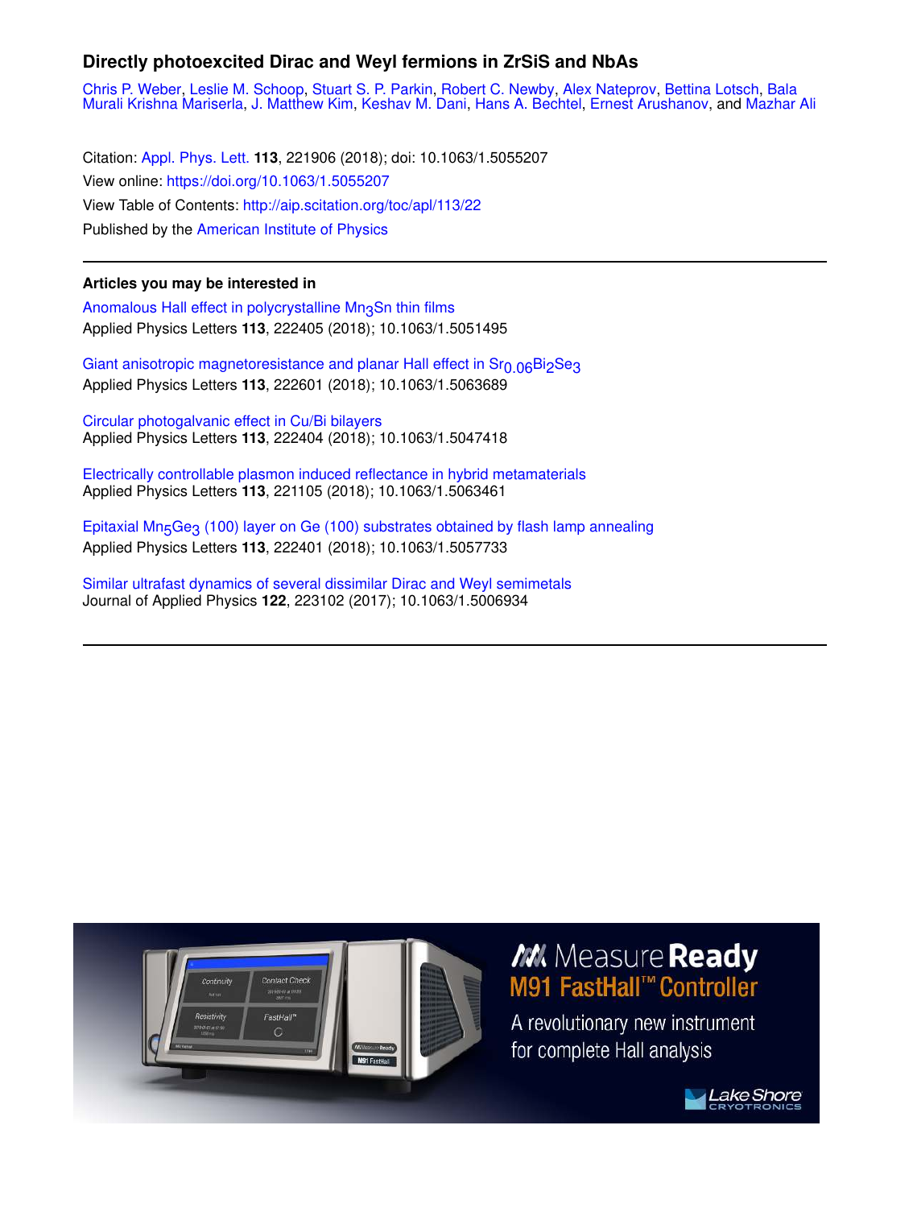## Directly photoexcited Dirac and Weyl fermions in ZrSiS and NbAs

Chris P. Weber, Leslie M. Schoop, Stuart S. P. Parkin, Robert C. Newby, Alex Nateprov, Bettina Lotsch, Bala Murali Krishna Mariserla, J. Matthew Kim, Keshav M. Dani, Hans A. Bechtel, Ernest Arushanov, and Mazhar Ali

Citation: Appl. Phys. Lett. **113**, 221906 (2018); doi: 10.1063/1.5055207
View online: https://doi.org/10.1063/1.5055207
View Table of Contents: http://aip.scitation.org/toc/apl/113/22
Published by the American Institute of Physics

---

### Articles you may be interested in

Anomalous Hall effect in polycrystalline $Mn_3Sn$ thin films
Applied Physics Letters **113**, 222405 (2018); 10.1063/1.5051495

Giant anisotropic magnetoresistance and planar Hall effect in $Sr_{0.06}Bi_2Se_3$
Applied Physics Letters **113**, 222601 (2018); 10.1063/1.5063689

Circular photogalvanic effect in Cu/Bi bilayers
Applied Physics Letters **113**, 222404 (2018); 10.1063/1.5047418

Electrically controllable plasmon induced reflectance in hybrid metamaterials
Applied Physics Letters **113**, 221105 (2018); 10.1063/1.5063461

Epitaxial $Mn_5Ge_3$ (100) layer on Ge (100) substrates obtained by flash lamp annealing
Applied Physics Letters **113**, 222401 (2018); 10.1063/1.5057733

Similar ultrafast dynamics of several dissimilar Dirac and Weyl semimetals
Journal of Applied Physics **122**, 223102 (2017); 10.1063/1.5006934

---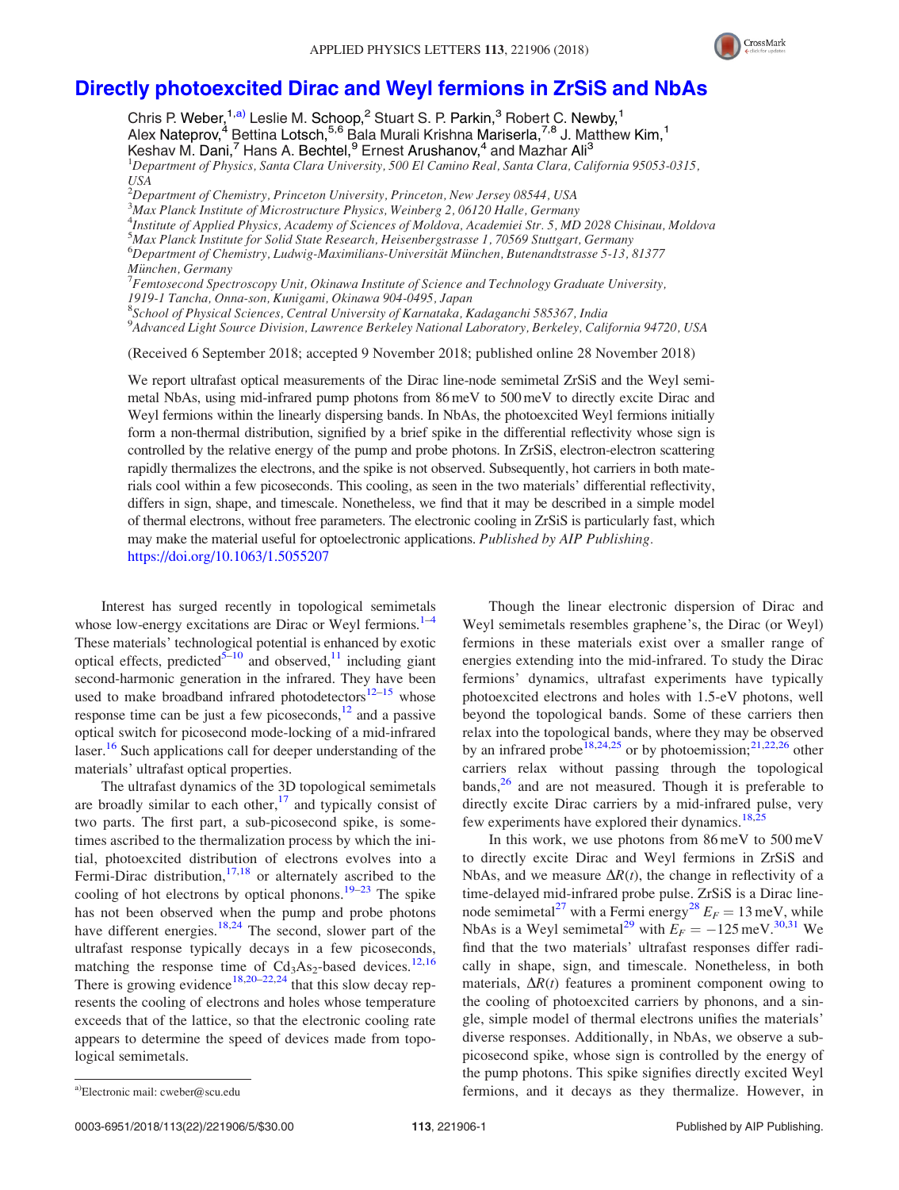# Directly photoexcited Dirac and Weyl fermions in ZrSiS and NbAs

Chris P. Weber,[1,a)] Leslie M. Schoop,[2] Stuart S. P. Parkin,[3] Robert C. Newby,[1] Alex Nateprov,[4] Bettina Lotsch,[5,6] Bala Murali Krishna Mariserla,[7,8] J. Matthew Kim,[1] Keshav M. Dani,[7] Hans A. Bechtel,[9] Ernest Arushanov,[4] and Mazhar Ali[3]

[1]*Department of Physics, Santa Clara University, 500 El Camino Real, Santa Clara, California 95053-0315, USA*
[2]*Department of Chemistry, Princeton University, Princeton, New Jersey 08544, USA*
[3]*Max Planck Institute of Microstructure Physics, Weinberg 2, 06120 Halle, Germany*
[4]*Institute of Applied Physics, Academy of Sciences of Moldova, Academiei Str. 5, MD 2028 Chisinau, Moldova*
[5]*Max Planck Institute for Solid State Research, Heisenbergstrasse 1, 70569 Stuttgart, Germany*
[6]*Department of Chemistry, Ludwig-Maximilians-Universität München, Butenandtstrasse 5-13, 81377 München, Germany*
[7]*Femtosecond Spectroscopy Unit, Okinawa Institute of Science and Technology Graduate University, 1919-1 Tancha, Onna-son, Kunigami, Okinawa 904-0495, Japan*
[8]*School of Physical Sciences, Central University of Karnataka, Kadaganchi 585367, India*
[9]*Advanced Light Source Division, Lawrence Berkeley National Laboratory, Berkeley, California 94720, USA*

(Received 6 September 2018; accepted 9 November 2018; published online 28 November 2018)

We report ultrafast optical measurements of the Dirac line-node semimetal ZrSiS and the Weyl semimetal NbAs, using mid-infrared pump photons from 86 meV to 500 meV to directly excite Dirac and Weyl fermions within the linearly dispersing bands. In NbAs, the photoexcited Weyl fermions initially form a non-thermal distribution, signified by a brief spike in the differential reflectivity whose sign is controlled by the relative energy of the pump and probe photons. In ZrSiS, electron-electron scattering rapidly thermalizes the electrons, and the spike is not observed. Subsequently, hot carriers in both materials cool within a few picoseconds. This cooling, as seen in the two materials' differential reflectivity, differs in sign, shape, and timescale. Nonetheless, we find that it may be described in a simple model of thermal electrons, without free parameters. The electronic cooling in ZrSiS is particularly fast, which may make the material useful for optoelectronic applications. *Published by AIP Publishing.* https://doi.org/10.1063/1.5055207

Interest has surged recently in topological semimetals whose low-energy excitations are Dirac or Weyl fermions.[1–4] These materials' technological potential is enhanced by exotic optical effects, predicted[5–10] and observed,[11] including giant second-harmonic generation in the infrared. They have been used to make broadband infrared photodetectors[12–15] whose response time can be just a few picoseconds,[12] and a passive optical switch for picosecond mode-locking of a mid-infrared laser.[16] Such applications call for deeper understanding of the materials' ultrafast optical properties.

The ultrafast dynamics of the 3D topological semimetals are broadly similar to each other,[17] and typically consist of two parts. The first part, a sub-picosecond spike, is sometimes ascribed to the thermalization process by which the initial, photoexcited distribution of electrons evolves into a Fermi-Dirac distribution,[17,18] or alternately ascribed to the cooling of hot electrons by optical phonons.[19–23] The spike has not been observed when the pump and probe photons have different energies.[18,24] The second, slower part of the ultrafast response typically decays in a few picoseconds, matching the response time of $Cd_3As_2$-based devices.[12,16] There is growing evidence[18,20–22,24] that this slow decay represents the cooling of electrons and holes whose temperature exceeds that of the lattice, so that the electronic cooling rate appears to determine the speed of devices made from topological semimetals.

Though the linear electronic dispersion of Dirac and Weyl semimetals resembles graphene's, the Dirac (or Weyl) fermions in these materials exist over a smaller range of energies extending into the mid-infrared. To study the Dirac fermions' dynamics, ultrafast experiments have typically photoexcited electrons and holes with 1.5-eV photons, well beyond the topological bands. Some of these carriers then relax into the topological bands, where they may be observed by an infrared probe[18,24,25] or by photoemission;[21,22,26] other carriers relax without passing through the topological bands,[26] and are not measured. Though it is preferable to directly excite Dirac carriers by a mid-infrared pulse, very few experiments have explored their dynamics.[18,25]

In this work, we use photons from 86 meV to 500 meV to directly excite Dirac and Weyl fermions in ZrSiS and NbAs, and we measure $\Delta R(t)$, the change in reflectivity of a time-delayed mid-infrared probe pulse. ZrSiS is a Dirac line-node semimetal[27] with a Fermi energy[28] $E_F = 13$ meV, while NbAs is a Weyl semimetal[29] with $E_F = -125$ meV.[30,31] We find that the two materials' ultrafast responses differ radically in shape, sign, and timescale. Nonetheless, in both materials, $\Delta R(t)$ features a prominent component owing to the cooling of photoexcited carriers by phonons, and a single, simple model of thermal electrons unifies the materials' diverse responses. Additionally, in NbAs, we observe a sub-picosecond spike, whose sign is controlled by the energy of the pump photons. This spike signifies directly excited Weyl fermions, and it decays as they thermalize. However, in

---

a)Electronic mail: cweber@scu.edu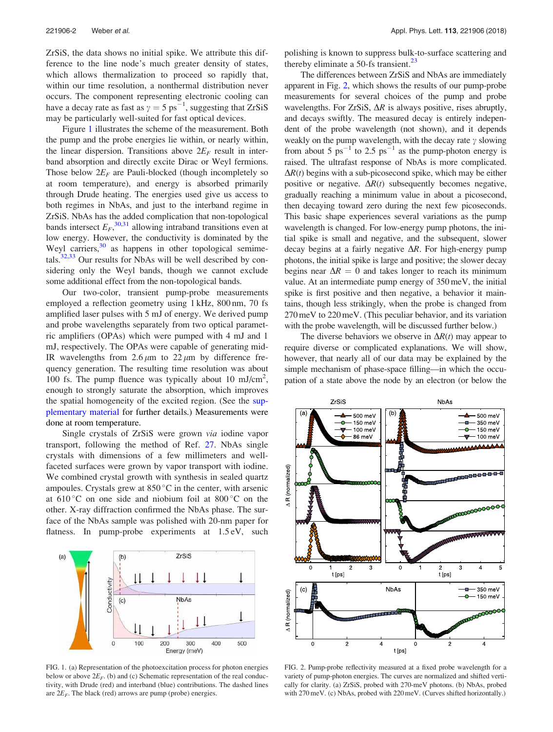ZrSiS, the data shows no initial spike. We attribute this difference to the line node's much greater density of states, which allows thermalization to proceed so rapidly that, within our time resolution, a nonthermal distribution never occurs. The component representing electronic cooling can have a decay rate as fast as $\gamma = 5\ \text{ps}^{-1}$, suggesting that ZrSiS may be particularly well-suited for fast optical devices.

Figure 1 illustrates the scheme of the measurement. Both the pump and the probe energies lie within, or nearly within, the linear dispersion. Transitions above $2E_F$ result in interband absorption and directly excite Dirac or Weyl fermions. Those below $2E_F$ are Pauli-blocked (though incompletely so at room temperature), and energy is absorbed primarily through Drude heating. The energies used give us access to both regimes in NbAs, and just to the interband regime in ZrSiS. NbAs has the added complication that non-topological bands intersect $E_F$,[30,31] allowing intraband transitions even at low energy. However, the conductivity is dominated by the Weyl carriers,[30] as happens in other topological semimetals.[32,33] Our results for NbAs will be well described by considering only the Weyl bands, though we cannot exclude some additional effect from the non-topological bands.

Our two-color, transient pump-probe measurements employed a reflection geometry using 1 kHz, 800 nm, 70 fs amplified laser pulses with 5 mJ of energy. We derived pump and probe wavelengths separately from two optical parametric amplifiers (OPAs) which were pumped with 4 mJ and 1 mJ, respectively. The OPAs were capable of generating mid-IR wavelengths from $2.6\,\mu\text{m}$ to $22\,\mu\text{m}$ by difference frequency generation. The resulting time resolution was about 100 fs. The pump fluence was typically about 10 mJ/cm$^2$, enough to strongly saturate the absorption, which improves the spatial homogeneity of the excited region. (See the supplementary material for further details.) Measurements were done at room temperature.

Single crystals of ZrSiS were grown *via* iodine vapor transport, following the method of Ref. 27. NbAs single crystals with dimensions of a few millimeters and well-faceted surfaces were grown by vapor transport with iodine. We combined crystal growth with synthesis in sealed quartz ampoules. Crystals grew at 850 °C in the center, with arsenic at 610 °C on one side and niobium foil at 800 °C on the other. X-ray diffraction confirmed the NbAs phase. The surface of the NbAs sample was polished with 20-nm paper for flatness. In pump-probe experiments at 1.5 eV, such polishing is known to suppress bulk-to-surface scattering and thereby eliminate a 50-fs transient.[23]

FIG. 1. (a) Representation of the photoexcitation process for photon energies below or above $2E_F$. (b) and (c) Schematic representation of the real conductivity, with Drude (red) and interband (blue) contributions. The dashed lines are $2E_F$. The black (red) arrows are pump (probe) energies.

The differences between ZrSiS and NbAs are immediately apparent in Fig. 2, which shows the results of our pump-probe measurements for several choices of the pump and probe wavelengths. For ZrSiS, $\Delta R$ is always positive, rises abruptly, and decays swiftly. The measured decay is entirely independent of the probe wavelength (not shown), and it depends weakly on the pump wavelength, with the decay rate $\gamma$ slowing from about $5\ \text{ps}^{-1}$ to $2.5\ \text{ps}^{-1}$ as the pump-photon energy is raised. The ultrafast response of NbAs is more complicated. $\Delta R(t)$ begins with a sub-picosecond spike, which may be either positive or negative. $\Delta R(t)$ subsequently becomes negative, gradually reaching a minimum value in about a picosecond, then decaying toward zero during the next few picoseconds. This basic shape experiences several variations as the pump wavelength is changed. For low-energy pump photons, the initial spike is small and negative, and the subsequent, slower decay begins at a fairly negative $\Delta R$. For high-energy pump photons, the initial spike is large and positive; the slower decay begins near $\Delta R = 0$ and takes longer to reach its minimum value. At an intermediate pump energy of 350 meV, the initial spike is first positive and then negative, a behavior it maintains, though less strikingly, when the probe is changed from 270 meV to 220 meV. (This peculiar behavior, and its variation with the probe wavelength, will be discussed further below.)

The diverse behaviors we observe in $\Delta R(t)$ may appear to require diverse or complicated explanations. We will show, however, that nearly all of our data may be explained by the simple mechanism of phase-space filling—in which the occupation of a state above the node by an electron (or below the

FIG. 2. Pump-probe reflectivity measured at a fixed probe wavelength for a variety of pump-photon energies. The curves are normalized and shifted vertically for clarity. (a) ZrSiS, probed with 270-meV photons. (b) NbAs, probed with 270 meV. (c) NbAs, probed with 220 meV. (Curves shifted horizontally.)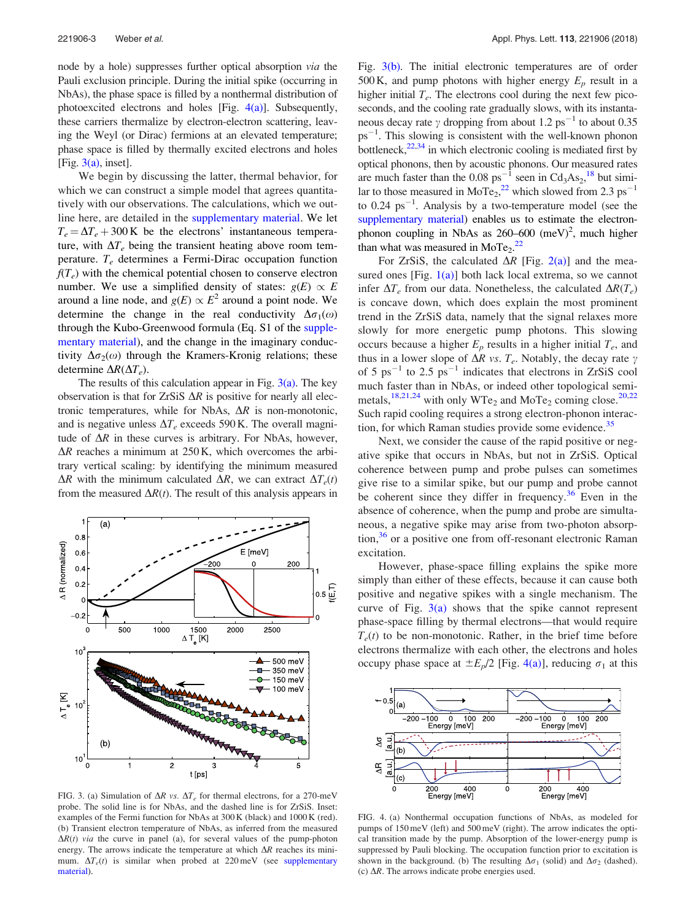node by a hole) suppresses further optical absorption *via* the Pauli exclusion principle. During the initial spike (occurring in NbAs), the phase space is filled by a nonthermal distribution of photoexcited electrons and holes [Fig. 4(a)]. Subsequently, these carriers thermalize by electron-electron scattering, leaving the Weyl (or Dirac) fermions at an elevated temperature; phase space is filled by thermally excited electrons and holes [Fig. 3(a), inset].

We begin by discussing the latter, thermal behavior, for which we can construct a simple model that agrees quantitatively with our observations. The calculations, which we outline here, are detailed in the supplementary material. We let $T_e = \Delta T_e + 300\,\text{K}$ be the electrons' instantaneous temperature, with $\Delta T_e$ being the transient heating above room temperature. $T_e$ determines a Fermi-Dirac occupation function $f(T_e)$ with the chemical potential chosen to conserve electron number. We use a simplified density of states: $g(E) \propto E$ around a line node, and $g(E) \propto E^2$ around a point node. We determine the change in the real conductivity $\Delta\sigma_1(\omega)$ through the Kubo-Greenwood formula (Eq. S1 of the supplementary material), and the change in the imaginary conductivity $\Delta\sigma_2(\omega)$ through the Kramers-Kronig relations; these determine $\Delta R(\Delta T_e)$.

The results of this calculation appear in Fig. 3(a). The key observation is that for ZrSiS $\Delta R$ is positive for nearly all electronic temperatures, while for NbAs, $\Delta R$ is non-monotonic, and is negative unless $\Delta T_e$ exceeds 590 K. The overall magnitude of $\Delta R$ in these curves is arbitrary. For NbAs, however, $\Delta R$ reaches a minimum at 250 K, which overcomes the arbitrary vertical scaling: by identifying the minimum measured $\Delta R$ with the minimum calculated $\Delta R$, we can extract $\Delta T_e(t)$ from the measured $\Delta R(t)$. The result of this analysis appears in Fig. 3(b). The initial electronic temperatures are of order 500 K, and pump photons with higher energy $E_p$ result in a higher initial $T_e$. The electrons cool during the next few picoseconds, and the cooling rate gradually slows, with its instantaneous decay rate $\gamma$ dropping from about 1.2 ps$^{-1}$ to about 0.35 ps$^{-1}$. This slowing is consistent with the well-known phonon bottleneck,[22,34] in which electronic cooling is mediated first by optical phonons, then by acoustic phonons. Our measured rates are much faster than the 0.08 ps$^{-1}$ seen in $Cd_3As_2$,[18] but similar to those measured in $MoTe_2$,[22] which slowed from 2.3 ps$^{-1}$ to 0.24 ps$^{-1}$. Analysis by a two-temperature model (see the supplementary material) enables us to estimate the electron-phonon coupling in NbAs as 260–600 (meV)$^2$, much higher than what was measured in $MoTe_2$.[22]

FIG. 3. (a) Simulation of $\Delta R$ *vs.* $\Delta T_e$ for thermal electrons, for a 270-meV probe. The solid line is for NbAs, and the dashed line is for ZrSiS. Inset: examples of the Fermi function for NbAs at 300 K (black) and 1000 K (red). (b) Transient electron temperature of NbAs, as inferred from the measured $\Delta R(t)$ *via* the curve in panel (a), for several values of the pump-photon energy. The arrows indicate the temperature at which $\Delta R$ reaches its minimum. $\Delta T_e(t)$ is similar when probed at 220 meV (see supplementary material).

For ZrSiS, the calculated $\Delta R$ [Fig. 2(a)] and the measured ones [Fig. 1(a)] both lack local extrema, so we cannot infer $\Delta T_e$ from our data. Nonetheless, the calculated $\Delta R(T_e)$ is concave down, which does explain the most prominent trend in the ZrSiS data, namely that the signal relaxes more slowly for more energetic pump photons. This slowing occurs because a higher $E_p$ results in a higher initial $T_e$, and thus in a lower slope of $\Delta R$ *vs.* $T_e$. Notably, the decay rate $\gamma$ of 5 ps$^{-1}$ to 2.5 ps$^{-1}$ indicates that electrons in ZrSiS cool much faster than in NbAs, or indeed other topological semimetals,[18,21,24] with only $WTe_2$ and $MoTe_2$ coming close.[20,22] Such rapid cooling requires a strong electron-phonon interaction, for which Raman studies provide some evidence.[35]

Next, we consider the cause of the rapid positive or negative spike that occurs in NbAs, but not in ZrSiS. Optical coherence between pump and probe pulses can sometimes give rise to a similar spike, but our pump and probe cannot be coherent since they differ in frequency.[36] Even in the absence of coherence, when the pump and probe are simultaneous, a negative spike may arise from two-photon absorption,[36] or a positive one from off-resonant electronic Raman excitation.

However, phase-space filling explains the spike more simply than either of these effects, because it can cause both positive and negative spikes with a single mechanism. The curve of Fig. 3(a) shows that the spike cannot represent phase-space filling by thermal electrons—that would require $T_e(t)$ to be non-monotonic. Rather, in the brief time before electrons thermalize with each other, the electrons and holes occupy phase space at $\pm E_p/2$ [Fig. 4(a)], reducing $\sigma_1$ at this

FIG. 4. (a) Nonthermal occupation functions of NbAs, as modeled for pumps of 150 meV (left) and 500 meV (right). The arrow indicates the optical transition made by the pump. Absorption of the lower-energy pump is suppressed by Pauli blocking. The occupation function prior to excitation is shown in the background. (b) The resulting $\Delta\sigma_1$ (solid) and $\Delta\sigma_2$ (dashed). (c) $\Delta R$. The arrows indicate probe energies used.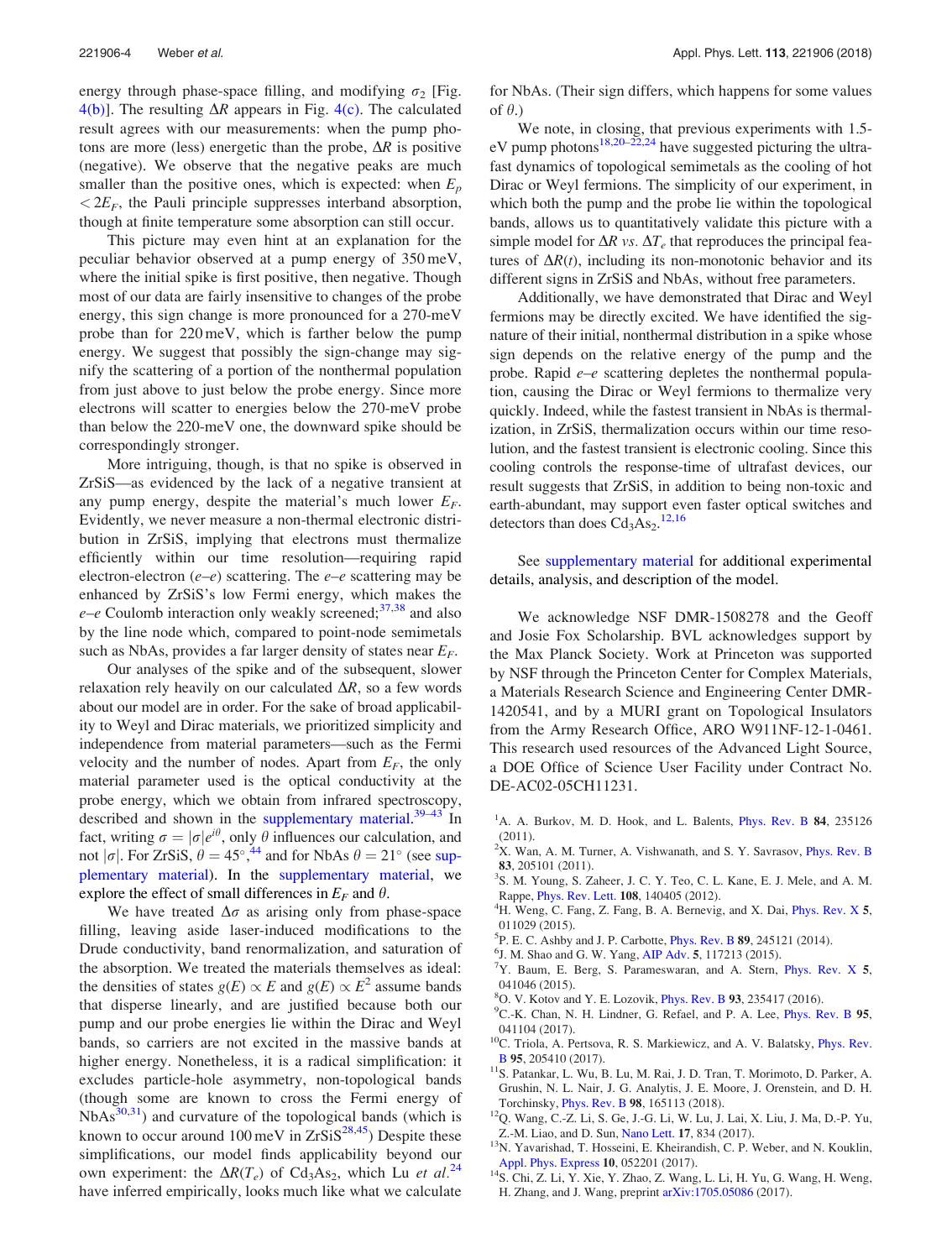energy through phase-space filling, and modifying $\sigma_2$ [Fig. 4(b)]. The resulting $\Delta R$ appears in Fig. 4(c). The calculated result agrees with our measurements: when the pump photons are more (less) energetic than the probe, $\Delta R$ is positive (negative). We observe that the negative peaks are much smaller than the positive ones, which is expected: when $E_p < 2E_F$, the Pauli principle suppresses interband absorption, though at finite temperature some absorption can still occur.

This picture may even hint at an explanation for the peculiar behavior observed at a pump energy of 350 meV, where the initial spike is first positive, then negative. Though most of our data are fairly insensitive to changes of the probe energy, this sign change is more pronounced for a 270-meV probe than for 220 meV, which is farther below the pump energy. We suggest that possibly the sign-change may signify the scattering of a portion of the nonthermal population from just above to just below the probe energy. Since more electrons will scatter to energies below the 270-meV probe than below the 220-meV one, the downward spike should be correspondingly stronger.

More intriguing, though, is that no spike is observed in ZrSiS—as evidenced by the lack of a negative transient at any pump energy, despite the material's much lower $E_F$. Evidently, we never measure a non-thermal electronic distribution in ZrSiS, implying that electrons must thermalize efficiently within our time resolution—requiring rapid electron-electron (*e–e*) scattering. The *e–e* scattering may be enhanced by ZrSiS's low Fermi energy, which makes the *e–e* Coulomb interaction only weakly screened;[37,38] and also by the line node which, compared to point-node semimetals such as NbAs, provides a far larger density of states near $E_F$.

Our analyses of the spike and of the subsequent, slower relaxation rely heavily on our calculated $\Delta R$, so a few words about our model are in order. For the sake of broad applicability to Weyl and Dirac materials, we prioritized simplicity and independence from material parameters—such as the Fermi velocity and the number of nodes. Apart from $E_F$, the only material parameter used is the optical conductivity at the probe energy, which we obtain from infrared spectroscopy, described and shown in the supplementary material.[39–43] In fact, writing $\sigma = |\sigma|e^{i\theta}$, only $\theta$ influences our calculation, and not $|\sigma|$. For ZrSiS, $\theta = 45°$,[44] and for NbAs $\theta = 21°$ (see supplementary material). In the supplementary material, we explore the effect of small differences in $E_F$ and $\theta$.

We have treated $\Delta\sigma$ as arising only from phase-space filling, leaving aside laser-induced modifications to the Drude conductivity, band renormalization, and saturation of the absorption. We treated the materials themselves as ideal: the densities of states $g(E) \propto E$ and $g(E) \propto E^2$ assume bands that disperse linearly, and are justified because both our pump and our probe energies lie within the Dirac and Weyl bands, so carriers are not excited in the massive bands at higher energy. Nonetheless, it is a radical simplification: it excludes particle-hole asymmetry, non-topological bands (though some are known to cross the Fermi energy of NbAs[30,31]) and curvature of the topological bands (which is known to occur around 100 meV in ZrSiS[28,45]) Despite these simplifications, our model finds applicability beyond our own experiment: the $\Delta R(T_e)$ of $Cd_3As_2$, which Lu *et al.*[24] have inferred empirically, looks much like what we calculate for NbAs. (Their sign differs, which happens for some values of $\theta$.)

We note, in closing, that previous experiments with 1.5-eV pump photons[18,20–22,24] have suggested picturing the ultrafast dynamics of topological semimetals as the cooling of hot Dirac or Weyl fermions. The simplicity of our experiment, in which both the pump and the probe lie within the topological bands, allows us to quantitatively validate this picture with a simple model for $\Delta R$ *vs.* $\Delta T_e$ that reproduces the principal features of $\Delta R(t)$, including its non-monotonic behavior and its different signs in ZrSiS and NbAs, without free parameters.

Additionally, we have demonstrated that Dirac and Weyl fermions may be directly excited. We have identified the signature of their initial, nonthermal distribution in a spike whose sign depends on the relative energy of the pump and the probe. Rapid *e–e* scattering depletes the nonthermal population, causing the Dirac or Weyl fermions to thermalize very quickly. Indeed, while the fastest transient in NbAs is thermalization, in ZrSiS, thermalization occurs within our time resolution, and the fastest transient is electronic cooling. Since this cooling controls the response-time of ultrafast devices, our result suggests that ZrSiS, in addition to being non-toxic and earth-abundant, may support even faster optical switches and detectors than does $Cd_3As_2$.[12,16]

See supplementary material for additional experimental details, analysis, and description of the model.

We acknowledge NSF DMR-1508278 and the Geoff and Josie Fox Scholarship. BVL acknowledges support by the Max Planck Society. Work at Princeton was supported by NSF through the Princeton Center for Complex Materials, a Materials Research Science and Engineering Center DMR-1420541, and by a MURI grant on Topological Insulators from the Army Research Office, ARO W911NF-12-1-0461. This research used resources of the Advanced Light Source, a DOE Office of Science User Facility under Contract No. DE-AC02-05CH11231.

1. A. A. Burkov, M. D. Hook, and L. Balents, Phys. Rev. B **84**, 235126 (2011).
2. X. Wan, A. M. Turner, A. Vishwanath, and S. Y. Savrasov, Phys. Rev. B **83**, 205101 (2011).
3. S. M. Young, S. Zaheer, J. C. Y. Teo, C. L. Kane, E. J. Mele, and A. M. Rappe, Phys. Rev. Lett. **108**, 140405 (2012).
4. H. Weng, C. Fang, Z. Fang, B. A. Bernevig, and X. Dai, Phys. Rev. X **5**, 011029 (2015).
5. P. E. C. Ashby and J. P. Carbotte, Phys. Rev. B **89**, 245121 (2014).
6. J. M. Shao and G. W. Yang, AIP Adv. **5**, 117213 (2015).
7. Y. Baum, E. Berg, S. Parameswaran, and A. Stern, Phys. Rev. X **5**, 041046 (2015).
8. O. V. Kotov and Y. E. Lozovik, Phys. Rev. B **93**, 235417 (2016).
9. C.-K. Chan, N. H. Lindner, G. Refael, and P. A. Lee, Phys. Rev. B **95**, 041104 (2017).
10. C. Triola, A. Pertsova, R. S. Markiewicz, and A. V. Balatsky, Phys. Rev. B **95**, 205410 (2017).
11. S. Patankar, L. Wu, B. Lu, M. Rai, J. D. Tran, T. Morimoto, D. Parker, A. Grushin, N. L. Nair, J. G. Analytis, J. E. Moore, J. Orenstein, and D. H. Torchinsky, Phys. Rev. B **98**, 165113 (2018).
12. Q. Wang, C.-Z. Li, S. Ge, J.-G. Li, W. Lu, J. Lai, X. Liu, J. Ma, D.-P. Yu, Z.-M. Liao, and D. Sun, Nano Lett. **17**, 834 (2017).
13. N. Yavarishad, T. Hosseini, E. Kheirandish, C. P. Weber, and N. Kouklin, Appl. Phys. Express **10**, 052201 (2017).
14. S. Chi, Z. Li, Y. Xie, Y. Zhao, Z. Wang, L. Li, H. Yu, G. Wang, H. Weng, H. Zhang, and J. Wang, preprint arXiv:1705.05086 (2017).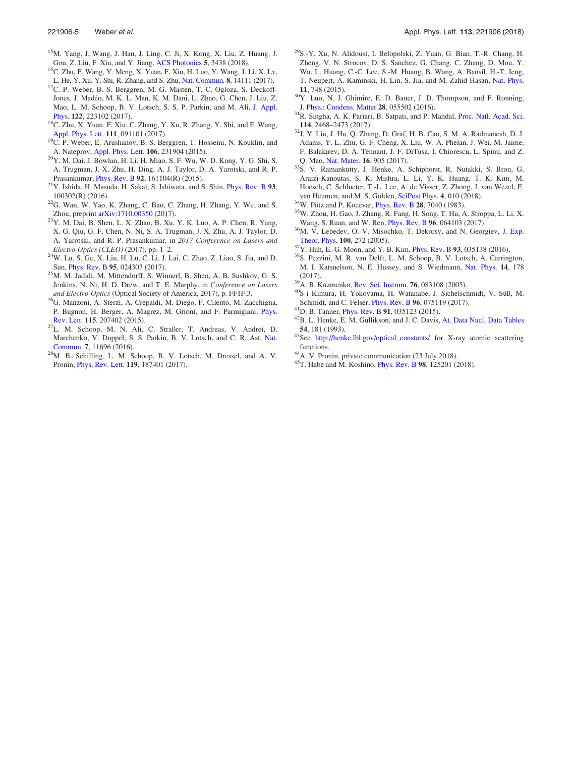[15] M. Yang, J. Wang, J. Han, J. Ling, C. Ji, X. Kong, X. Liu, Z. Huang, J. Gou, Z. Liu, F. Xiu, and Y. Jiang, ACS Photonics **5**, 3438 (2018).

[16] C. Zhu, F. Wang, Y. Meng, X. Yuan, F. Xiu, H. Luo, Y. Wang, J. Li, X. Lv, L. He, Y. Xu, Y. Shi, R. Zhang, and S. Zhu, Nat. Commun. **8**, 14111 (2017).

[17] C. P. Weber, B. S. Berggren, M. G. Masten, T. C. Ogloza, S. Deckoff-Jones, J. Madéo, M. K. L. Man, K. M. Dani, L. Zhao, G. Chen, J. Liu, Z. Mao, L. M. Schoop, B. V. Lotsch, S. S. P. Parkin, and M. Ali, J. Appl. Phys. **122**, 223102 (2017).

[18] C. Zhu, X. Yuan, F. Xiu, C. Zhang, Y. Xu, R. Zhang, Y. Shi, and F. Wang, Appl. Phys. Lett. **111**, 091101 (2017).

[19] C. P. Weber, E. Arushanov, B. S. Berggren, T. Hosseini, N. Kouklin, and A. Nateprov, Appl. Phys. Lett. **106**, 231904 (2015).

[20] Y. M. Dai, J. Bowlan, H. Li, H. Miao, S. F. Wu, W. D. Kong, Y. G. Shi, S. A. Trugman, J.-X. Zhu, H. Ding, A. J. Taylor, D. A. Yarotski, and R. P. Prasankumar, Phys. Rev. B **92**, 161104(R) (2015).

[21] Y. Ishida, H. Masuda, H. Sakai, S. Ishiwata, and S. Shin, Phys. Rev. B **93**, 100302(R) (2016).

[22] G. Wan, W. Yao, K. Zhang, C. Bao, C. Zhang, H. Zhang, Y. Wu, and S. Zhou, preprint arXiv:1710.00350 (2017).

[23] Y. M. Dai, B. Shen, L. X. Zhao, B. Xu, Y. K. Luo, A. P. Chen, R. Yang, X. G. Qiu, G. F. Chen, N. Ni, S. A. Trugman, J. X. Zhu, A. J. Taylor, D. A. Yarotski, and R. P. Prasankumar, in *2017 Conference on Lasers and Electro-Optics (CLEO)* (2017), pp. 1–2.

[24] W. Lu, S. Ge, X. Liu, H. Lu, C. Li, J. Lai, C. Zhao, Z. Liao, S. Jia, and D. Sun, Phys. Rev. B **95**, 024303 (2017).

[25] M. Jadidi, M. Mittendorff, S. Winnerl, B. Shen, A. B. Sushkov, G. S. Jenkins, N. Ni, H. D. Drew, and T. E. Murphy, in *Conference on Lasers and Electro-Optics* (Optical Society of America, 2017), p. FF1F.3.

[26] G. Manzoni, A. Sterzi, A. Crepaldi, M. Diego, F. Cilento, M. Zacchigna, P. Bugnon, H. Berger, A. Magrez, M. Grioni, and F. Parmigiani, Phys. Rev. Lett. **115**, 207402 (2015).

[27] L. M. Schoop, M. N. Ali, C. Straßer, T. Andreas, V. Andrei, D. Marchenko, V. Duppel, S. S. Parkin, B. V. Lotsch, and C. R. Ast, Nat. Commun. **7**, 11696 (2016).

[28] M. B. Schilling, L. M. Schoop, B. V. Lotsch, M. Dressel, and A. V. Pronin, Phys. Rev. Lett. **119**, 187401 (2017).

[29] S.-Y. Xu, N. Alidoust, I. Belopolski, Z. Yuan, G. Bian, T.-R. Chang, H. Zheng, V. N. Strocov, D. S. Sanchez, G. Chang, C. Zhang, D. Mou, Y. Wu, L. Huang, C.-C. Lee, S.-M. Huang, B. Wang, A. Bansil, H.-T. Jeng, T. Neupert, A. Kaminski, H. Lin, S. Jia, and M. Zahid Hasan, Nat. Phys. **11**, 748 (2015).

[30] Y. Luo, N. J. Ghimire, E. D. Bauer, J. D. Thompson, and F. Ronning, J. Phys.: Condens. Matter **28**, 055502 (2016).

[31] R. Singha, A. K. Pariari, B. Satpati, and P. Mandal, Proc. Natl. Acad. Sci. **114**, 2468–2473 (2017).

[32] J. Y. Liu, J. Hu, Q. Zhang, D. Graf, H. B. Cao, S. M. A. Radmanesh, D. J. Adams, Y. L. Zhu, G. F. Cheng, X. Liu, W. A. Phelan, J. Wei, M. Jaime, F. Balakirev, D. A. Tennant, J. F. DiTusa, I. Chiorescu, L. Spinu, and Z. Q. Mao, Nat. Mater. **16**, 905 (2017).

[33] S. V. Ramankutty, J. Henke, A. Schiphorst, R. Nutakki, S. Bron, G. Araizi-Kanoutas, S. K. Mishra, L. Li, Y. K. Huang, T. K. Kim, M. Hoesch, C. Schlueter, T.-L. Lee, A. de Visser, Z. Zhong, J. van Wezel, E. van Heumen, and M. S. Golden, SciPost Phys. **4**, 010 (2018).

[34] W. Pötz and P. Kocevar, Phys. Rev. B **28**, 7040 (1983).

[35] W. Zhou, H. Gao, J. Zhang, R. Fang, H. Song, T. Hu, A. Stroppa, L. Li, X. Wang, S. Ruan, and W. Ren, Phys. Rev. B **96**, 064103 (2017).

[36] M. V. Lebedev, O. V. Misochko, T. Dekorsy, and N. Georgiev, J. Exp. Theor. Phys. **100**, 272 (2005).

[37] Y. Huh, E.-G. Moon, and Y. B. Kim, Phys. Rev. B **93**, 035138 (2016).

[38] S. Pezzini, M. R. van Delft, L. M. Schoop, B. V. Lotsch, A. Carrington, M. I. Katsnelson, N. E. Hussey, and S. Wiedmann, Nat. Phys. **14**, 178 (2017).

[39] A. B. Kuzmenko, Rev. Sci. Instrum. **76**, 083108 (2005).

[40] S-i Kimura, H. Yokoyama, H. Watanabe, J. Sichelschmidt, V. Süß, M. Schmidt, and C. Felser, Phys. Rev. B **96**, 075119 (2017).

[41] D. B. Tanner, Phys. Rev. B **91**, 035123 (2015).

[42] B. L. Henke, E. M. Gullikson, and J. C. Davis, At. Data Nucl. Data Tables **54**, 181 (1993).

[43] See http://henke.lbl.gov/optical_constants/ for X-ray atomic scattering functions.

[44] A. V. Pronin, private communication (23 July 2018).

[45] T. Habe and M. Koshino, Phys. Rev. B **98**, 125201 (2018).